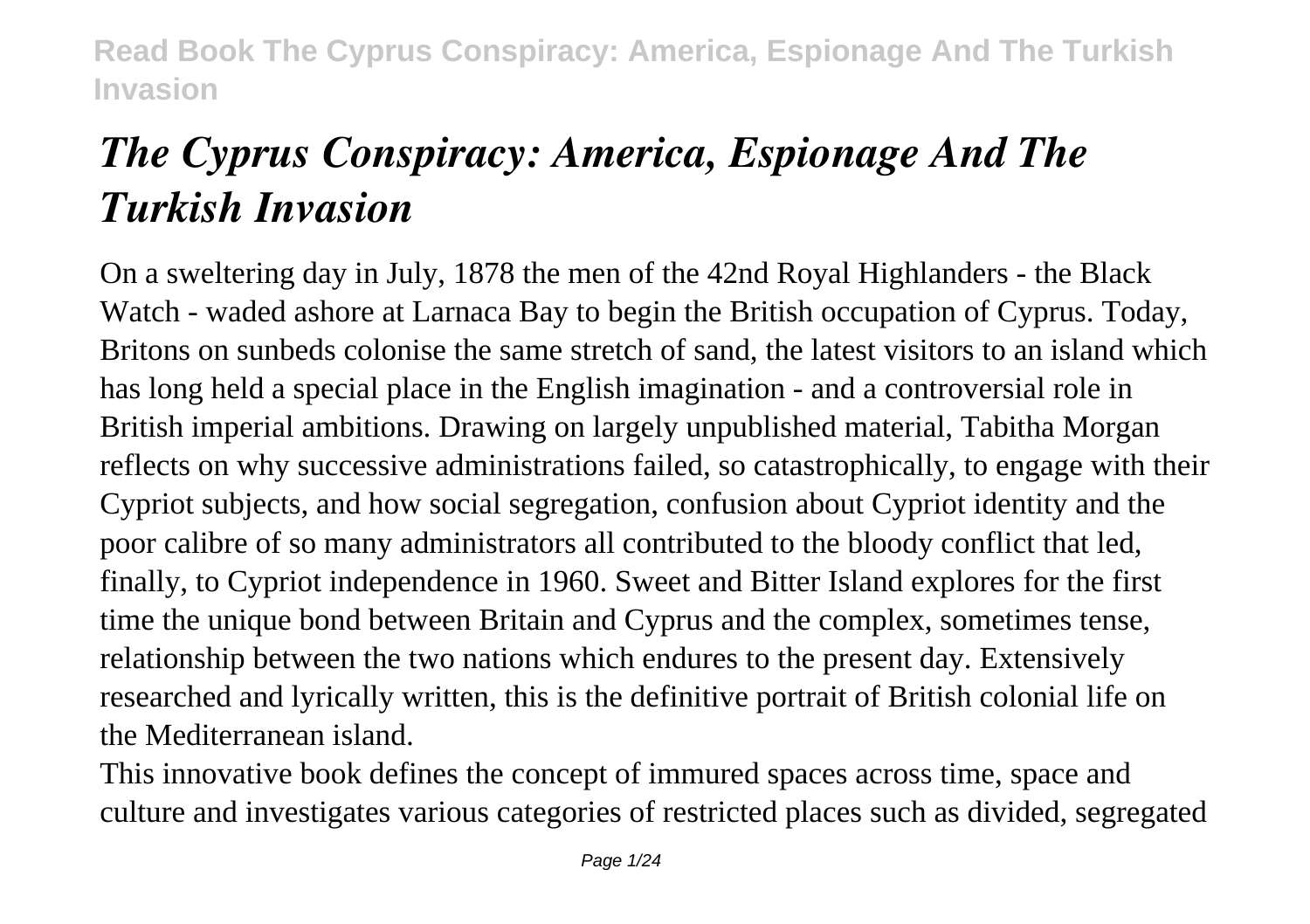# *The Cyprus Conspiracy: America, Espionage And The Turkish Invasion*

On a sweltering day in July, 1878 the men of the 42nd Royal Highlanders - the Black Watch - waded ashore at Larnaca Bay to begin the British occupation of Cyprus. Today, Britons on sunbeds colonise the same stretch of sand, the latest visitors to an island which has long held a special place in the English imagination - and a controversial role in British imperial ambitions. Drawing on largely unpublished material, Tabitha Morgan reflects on why successive administrations failed, so catastrophically, to engage with their Cypriot subjects, and how social segregation, confusion about Cypriot identity and the poor calibre of so many administrators all contributed to the bloody conflict that led, finally, to Cypriot independence in 1960. Sweet and Bitter Island explores for the first time the unique bond between Britain and Cyprus and the complex, sometimes tense, relationship between the two nations which endures to the present day. Extensively researched and lyrically written, this is the definitive portrait of British colonial life on the Mediterranean island.

This innovative book defines the concept of immured spaces across time, space and culture and investigates various categories of restricted places such as divided, segregated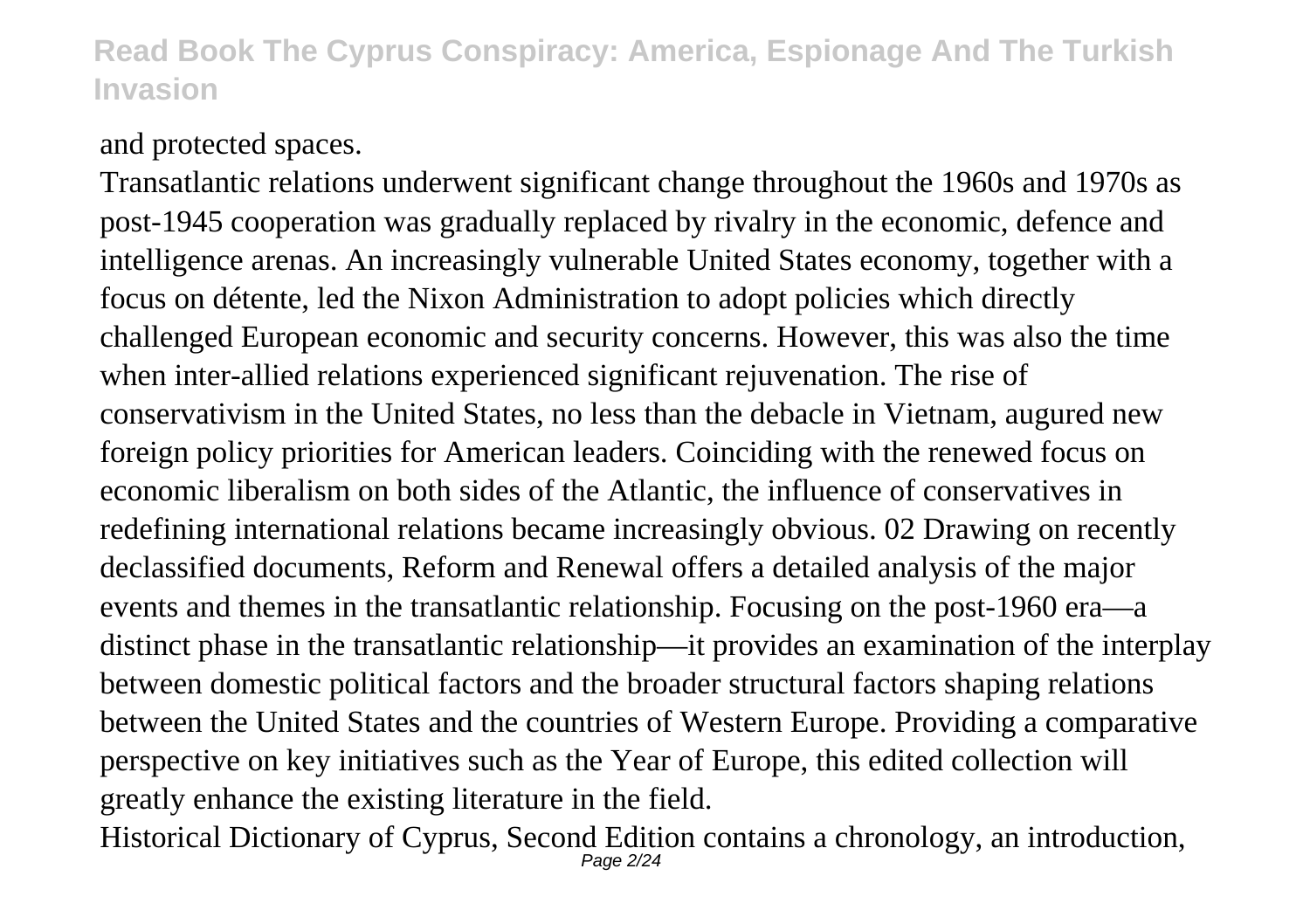and protected spaces.

Transatlantic relations underwent significant change throughout the 1960s and 1970s as post-1945 cooperation was gradually replaced by rivalry in the economic, defence and intelligence arenas. An increasingly vulnerable United States economy, together with a focus on détente, led the Nixon Administration to adopt policies which directly challenged European economic and security concerns. However, this was also the time when inter-allied relations experienced significant rejuvenation. The rise of conservativism in the United States, no less than the debacle in Vietnam, augured new foreign policy priorities for American leaders. Coinciding with the renewed focus on economic liberalism on both sides of the Atlantic, the influence of conservatives in redefining international relations became increasingly obvious. 02 Drawing on recently declassified documents, Reform and Renewal offers a detailed analysis of the major events and themes in the transatlantic relationship. Focusing on the post-1960 era—a distinct phase in the transatlantic relationship—it provides an examination of the interplay between domestic political factors and the broader structural factors shaping relations between the United States and the countries of Western Europe. Providing a comparative perspective on key initiatives such as the Year of Europe, this edited collection will greatly enhance the existing literature in the field.

Historical Dictionary of Cyprus, Second Edition contains a chronology, an introduction,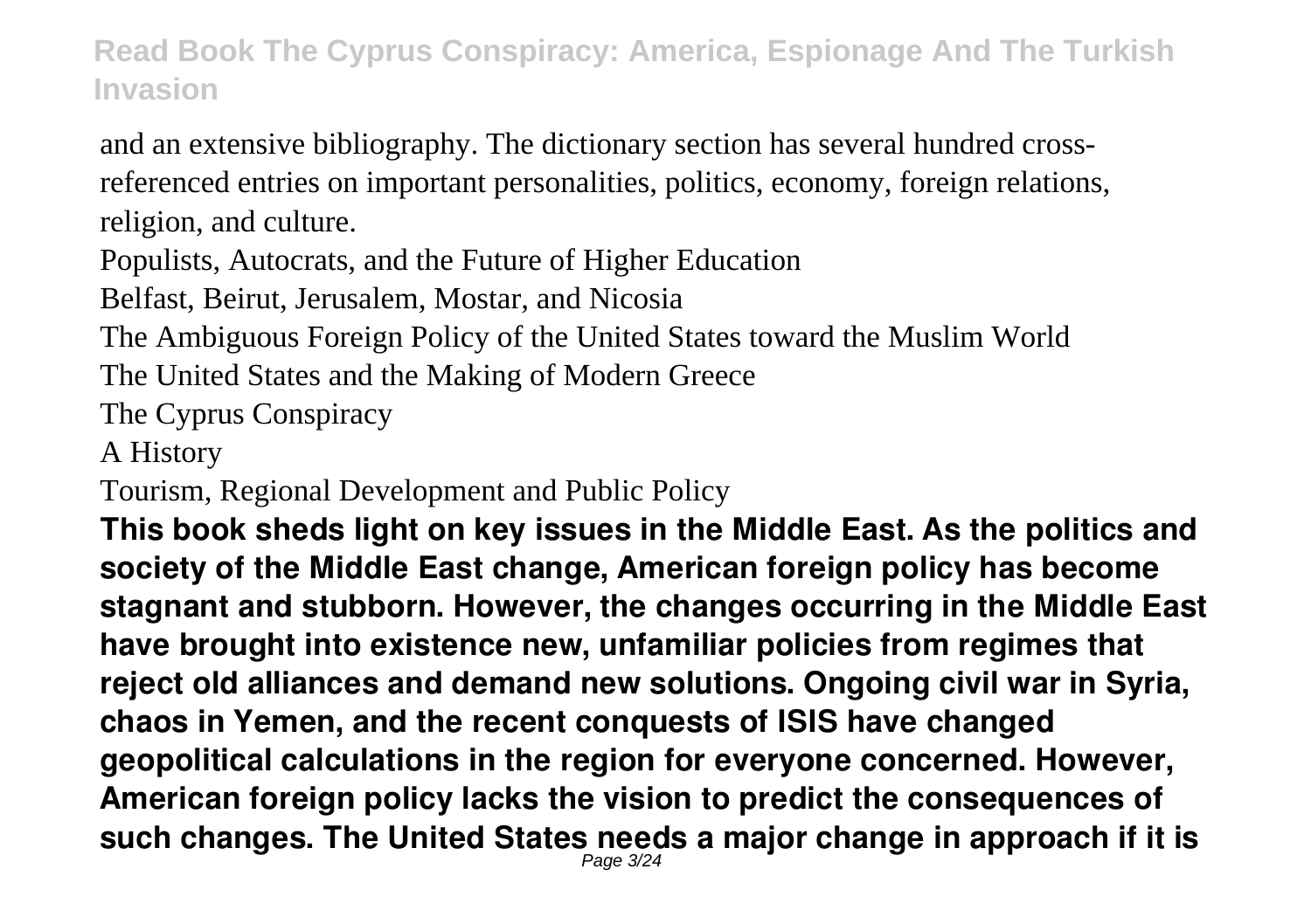and an extensive bibliography. The dictionary section has several hundred cross-referenced entries on important personalities, politics, economy, foreign relations, religion, and culture.

Populists, Autocrats, and the Future of Higher Education

Belfast, Beirut, Jerusalem, Mostar, and Nicosia

The Ambiguous Foreign Policy of the United States toward the Muslim World

The United States and the Making of Modern Greece

The Cyprus Conspiracy

A History

Tourism, Regional Development and Public Policy

**This book sheds light on key issues in the Middle East. As the politics and society of the Middle East change, American foreign policy has become stagnant and stubborn. However, the changes occurring in the Middle East have brought into existence new, unfamiliar policies from regimes that reject old alliances and demand new solutions. Ongoing civil war in Syria, chaos in Yemen, and the recent conquests of ISIS have changed geopolitical calculations in the region for everyone concerned. However, American foreign policy lacks the vision to predict the consequences of such changes. The United States needs a major change in approach if it is**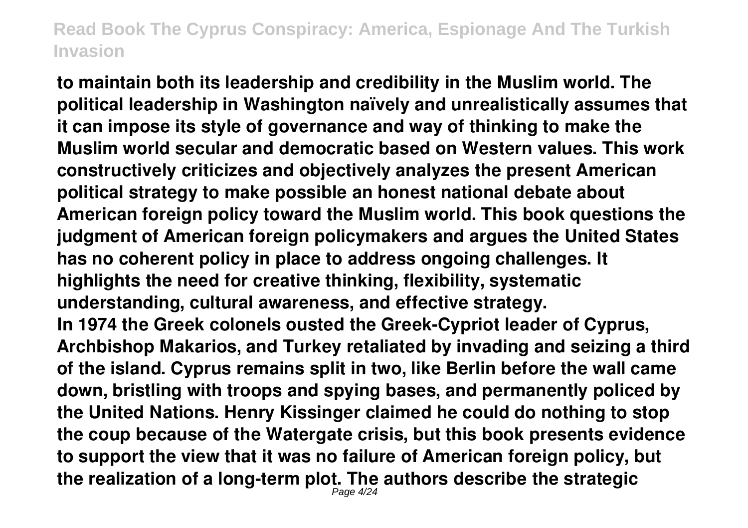to maintain both its leadership and credibility in the Muslim world. The political leadership in Washington naïvely and unrealistically assumes that it can impose its style of governance and way of thinking to make the Muslim world secular and democratic based on Western values. This work constructively criticizes and objectively analyzes the present American political strategy to make possible an honest national debate about American foreign policy toward the Muslim world. This book questions the judgment of American foreign policymakers and argues the United States has no coherent policy in place to address ongoing challenges. It highlights the need for creative thinking, flexibility, systematic understanding, cultural awareness, and effective strategy.

In 1974 the Greek colonels ousted the Greek-Cypriot leader of Cyprus, Archbishop Makarios, and Turkey retaliated by invading and seizing a third of the island. Cyprus remains split in two, like Berlin before the wall came down, bristling with troops and spying bases, and permanently policed by the United Nations. Henry Kissinger claimed he could do nothing to stop the coup because of the Watergate crisis, but this book presents evidence to support the view that it was no failure of American foreign policy, but the realization of a long-term plot. The authors describe the strategic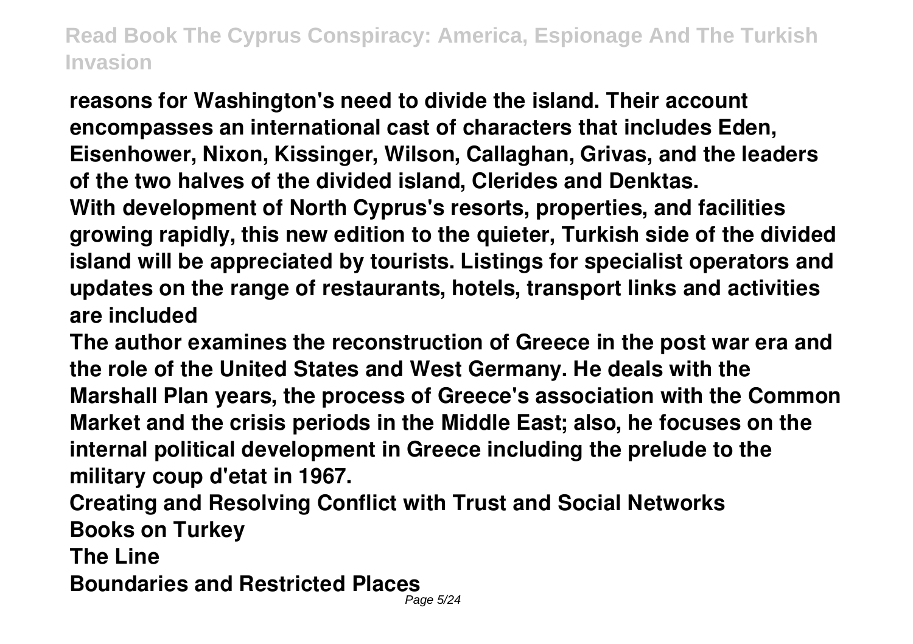**reasons for Washington's need to divide the island. Their account encompasses an international cast of characters that includes Eden, Eisenhower, Nixon, Kissinger, Wilson, Callaghan, Grivas, and the leaders of the two halves of the divided island, Clerides and Denktas.**

**With development of North Cyprus's resorts, properties, and facilities growing rapidly, this new edition to the quieter, Turkish side of the divided island will be appreciated by tourists. Listings for specialist operators and updates on the range of restaurants, hotels, transport links and activities are included**

**The author examines the reconstruction of Greece in the post war era and the role of the United States and West Germany. He deals with the Marshall Plan years, the process of Greece's association with the Common Market and the crisis periods in the Middle East; also, he focuses on the internal political development in Greece including the prelude to the military coup d'etat in 1967.**

**Creating and Resolving Conflict with Trust and Social Networks**

**Books on Turkey**

**The Line**

**Boundaries and Restricted Places**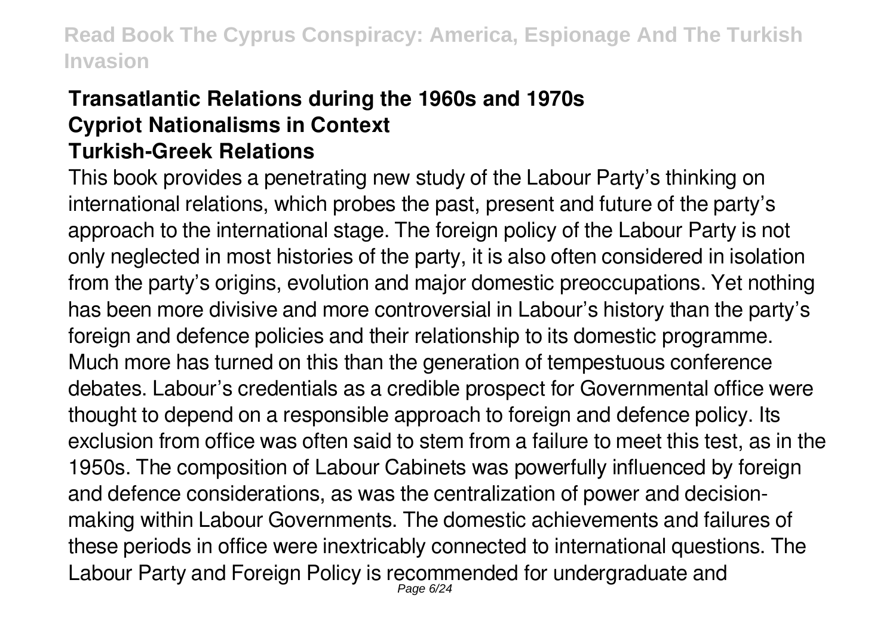**Transatlantic Relations during the 1960s and 1970s**
**Cypriot Nationalisms in Context**
**Turkish-Greek Relations**

This book provides a penetrating new study of the Labour Party's thinking on international relations, which probes the past, present and future of the party's approach to the international stage. The foreign policy of the Labour Party is not only neglected in most histories of the party, it is also often considered in isolation from the party's origins, evolution and major domestic preoccupations. Yet nothing has been more divisive and more controversial in Labour's history than the party's foreign and defence policies and their relationship to its domestic programme. Much more has turned on this than the generation of tempestuous conference debates. Labour's credentials as a credible prospect for Governmental office were thought to depend on a responsible approach to foreign and defence policy. Its exclusion from office was often said to stem from a failure to meet this test, as in the 1950s. The composition of Labour Cabinets was powerfully influenced by foreign and defence considerations, as was the centralization of power and decision-making within Labour Governments. The domestic achievements and failures of these periods in office were inextricably connected to international questions. The Labour Party and Foreign Policy is recommended for undergraduate and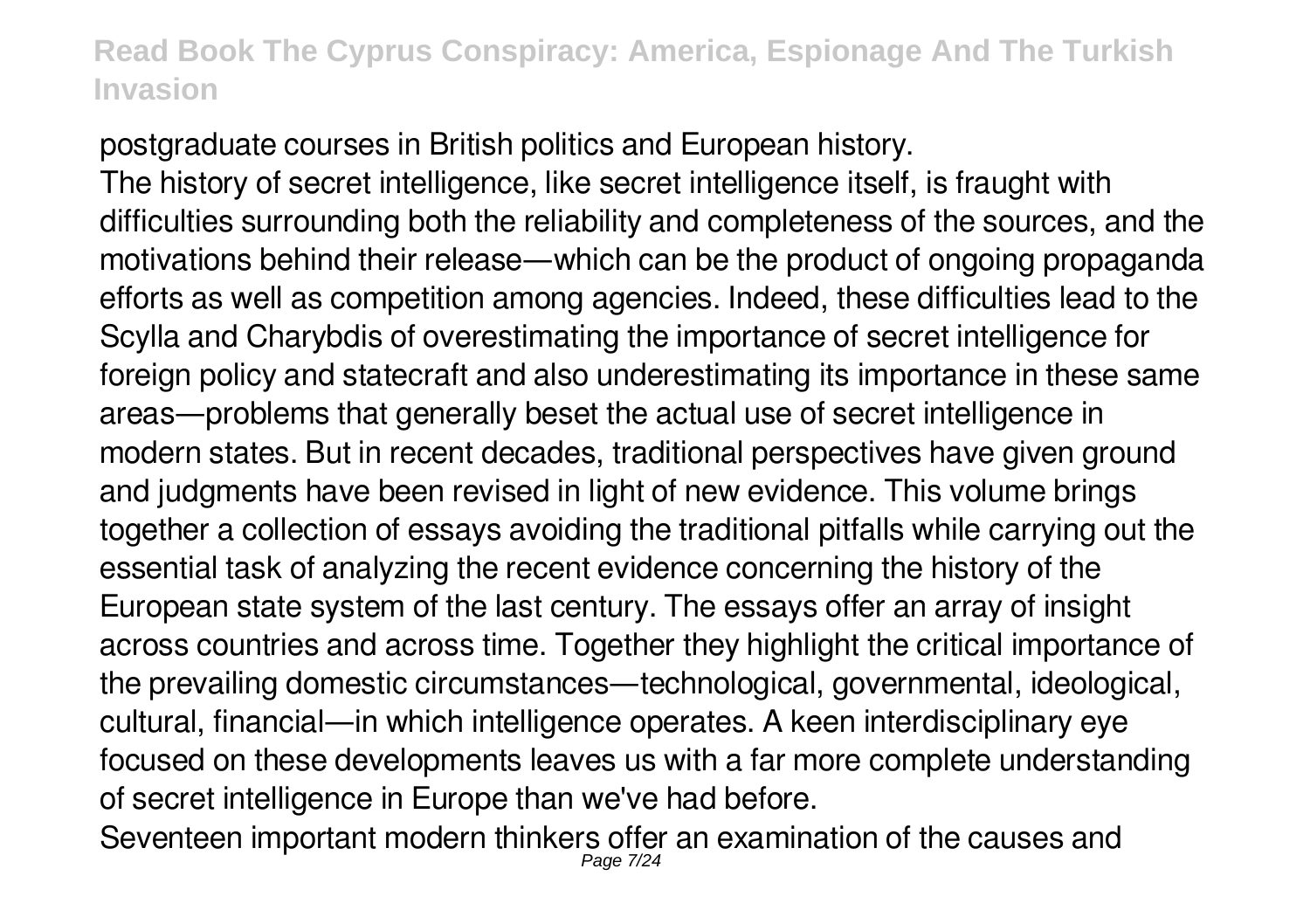postgraduate courses in British politics and European history.

The history of secret intelligence, like secret intelligence itself, is fraught with difficulties surrounding both the reliability and completeness of the sources, and the motivations behind their release—which can be the product of ongoing propaganda efforts as well as competition among agencies. Indeed, these difficulties lead to the Scylla and Charybdis of overestimating the importance of secret intelligence for foreign policy and statecraft and also underestimating its importance in these same areas—problems that generally beset the actual use of secret intelligence in modern states. But in recent decades, traditional perspectives have given ground and judgments have been revised in light of new evidence. This volume brings together a collection of essays avoiding the traditional pitfalls while carrying out the essential task of analyzing the recent evidence concerning the history of the European state system of the last century. The essays offer an array of insight across countries and across time. Together they highlight the critical importance of the prevailing domestic circumstances—technological, governmental, ideological, cultural, financial—in which intelligence operates. A keen interdisciplinary eye focused on these developments leaves us with a far more complete understanding of secret intelligence in Europe than we've had before.

Seventeen important modern thinkers offer an examination of the causes and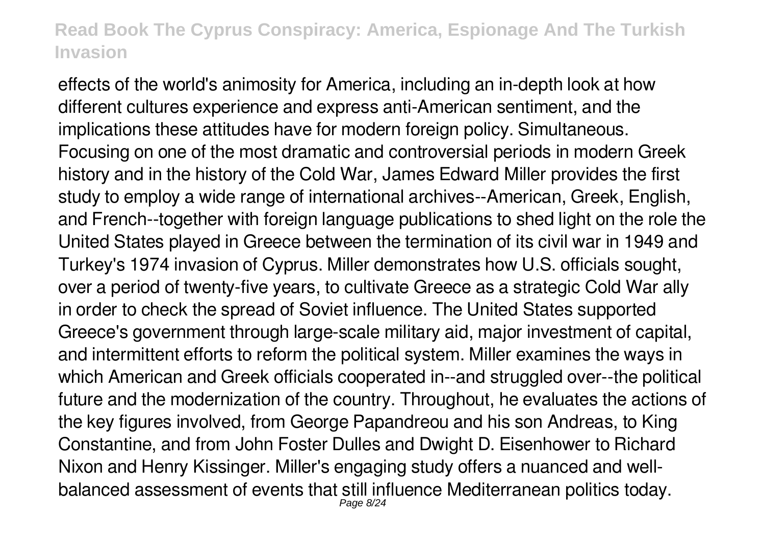effects of the world's animosity for America, including an in-depth look at how different cultures experience and express anti-American sentiment, and the implications these attitudes have for modern foreign policy. Simultaneous.

Focusing on one of the most dramatic and controversial periods in modern Greek history and in the history of the Cold War, James Edward Miller provides the first study to employ a wide range of international archives--American, Greek, English, and French--together with foreign language publications to shed light on the role the United States played in Greece between the termination of its civil war in 1949 and Turkey's 1974 invasion of Cyprus. Miller demonstrates how U.S. officials sought, over a period of twenty-five years, to cultivate Greece as a strategic Cold War ally in order to check the spread of Soviet influence. The United States supported Greece's government through large-scale military aid, major investment of capital, and intermittent efforts to reform the political system. Miller examines the ways in which American and Greek officials cooperated in--and struggled over--the political future and the modernization of the country. Throughout, he evaluates the actions of the key figures involved, from George Papandreou and his son Andreas, to King Constantine, and from John Foster Dulles and Dwight D. Eisenhower to Richard Nixon and Henry Kissinger. Miller's engaging study offers a nuanced and well-balanced assessment of events that still influence Mediterranean politics today.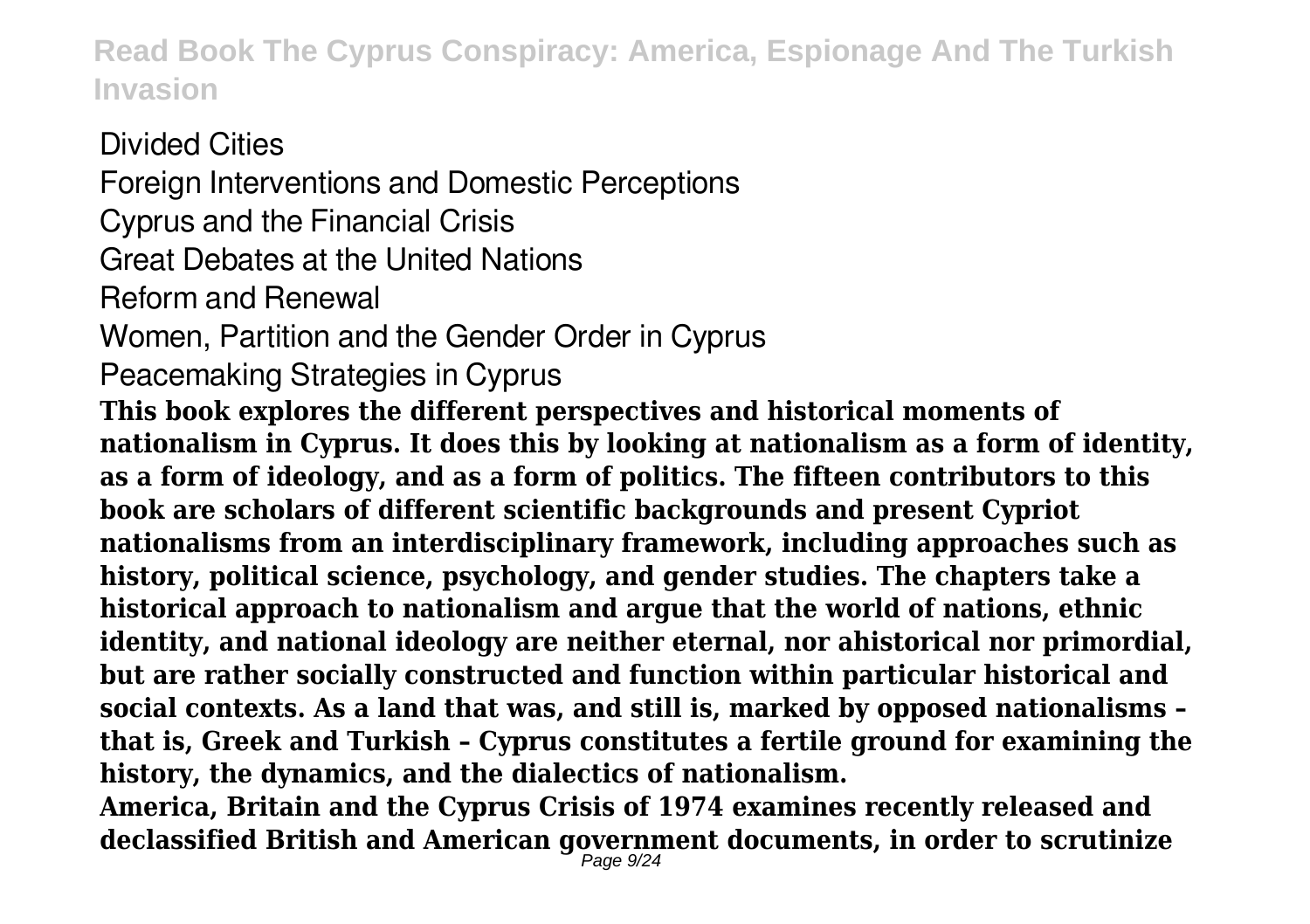Divided Cities

Foreign Interventions and Domestic Perceptions

Cyprus and the Financial Crisis

Great Debates at the United Nations

Reform and Renewal

Women, Partition and the Gender Order in Cyprus

Peacemaking Strategies in Cyprus

**This book explores the different perspectives and historical moments of nationalism in Cyprus. It does this by looking at nationalism as a form of identity, as a form of ideology, and as a form of politics. The fifteen contributors to this book are scholars of different scientific backgrounds and present Cypriot nationalisms from an interdisciplinary framework, including approaches such as history, political science, psychology, and gender studies. The chapters take a historical approach to nationalism and argue that the world of nations, ethnic identity, and national ideology are neither eternal, nor ahistorical nor primordial, but are rather socially constructed and function within particular historical and social contexts. As a land that was, and still is, marked by opposed nationalisms – that is, Greek and Turkish – Cyprus constitutes a fertile ground for examining the history, the dynamics, and the dialectics of nationalism.**

**America, Britain and the Cyprus Crisis of 1974 examines recently released and declassified British and American government documents, in order to scrutinize**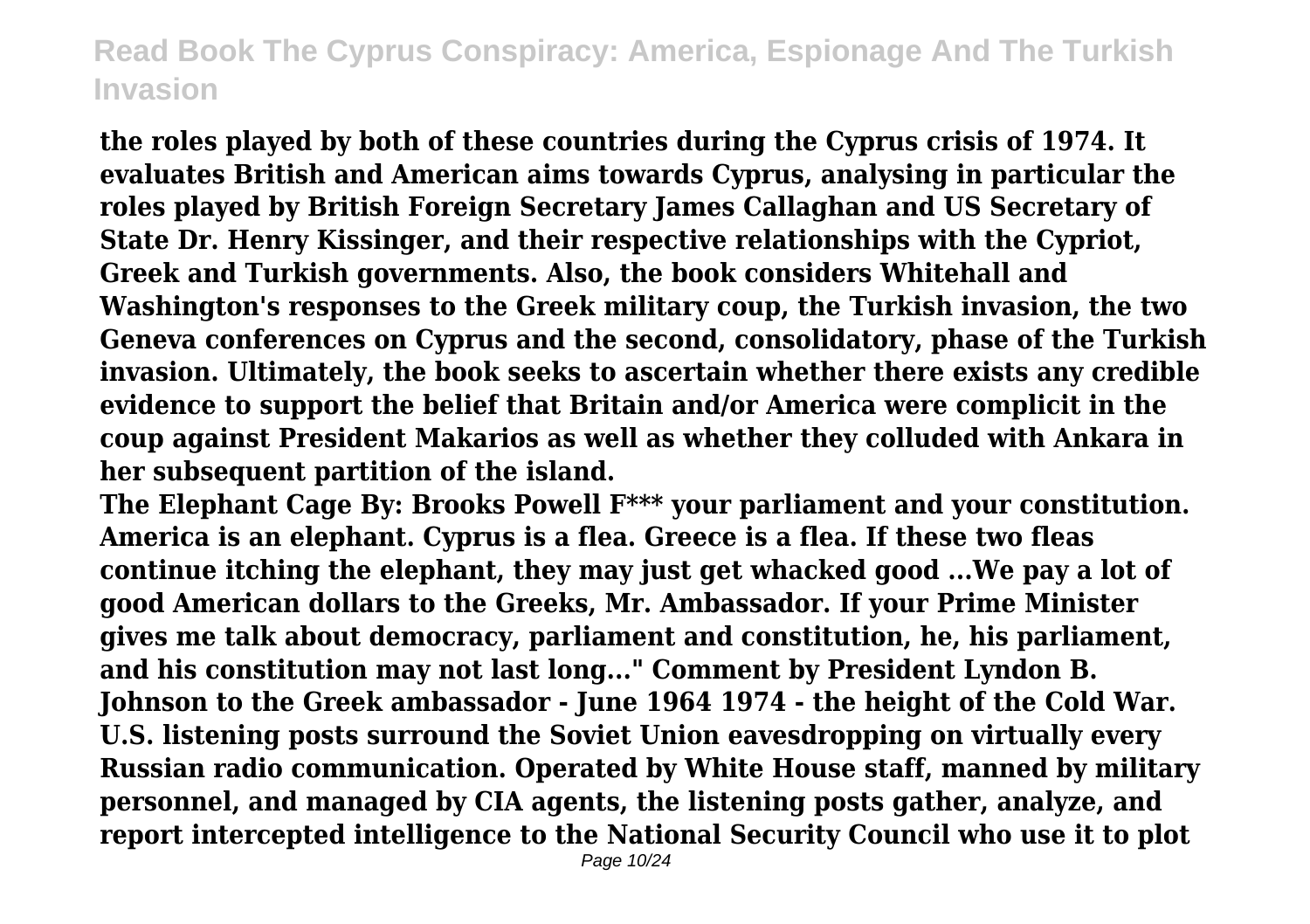the roles played by both of these countries during the Cyprus crisis of 1974. It evaluates British and American aims towards Cyprus, analysing in particular the roles played by British Foreign Secretary James Callaghan and US Secretary of State Dr. Henry Kissinger, and their respective relationships with the Cypriot, Greek and Turkish governments. Also, the book considers Whitehall and Washington's responses to the Greek military coup, the Turkish invasion, the two Geneva conferences on Cyprus and the second, consolidatory, phase of the Turkish invasion. Ultimately, the book seeks to ascertain whether there exists any credible evidence to support the belief that Britain and/or America were complicit in the coup against President Makarios as well as whether they colluded with Ankara in her subsequent partition of the island.

The Elephant Cage By: Brooks Powell F*** your parliament and your constitution. America is an elephant. Cyprus is a flea. Greece is a flea. If these two fleas continue itching the elephant, they may just get whacked good ...We pay a lot of good American dollars to the Greeks, Mr. Ambassador. If your Prime Minister gives me talk about democracy, parliament and constitution, he, his parliament, and his constitution may not last long..." Comment by President Lyndon B. Johnson to the Greek ambassador - June 1964 1974 - the height of the Cold War. U.S. listening posts surround the Soviet Union eavesdropping on virtually every Russian radio communication. Operated by White House staff, manned by military personnel, and managed by CIA agents, the listening posts gather, analyze, and report intercepted intelligence to the National Security Council who use it to plot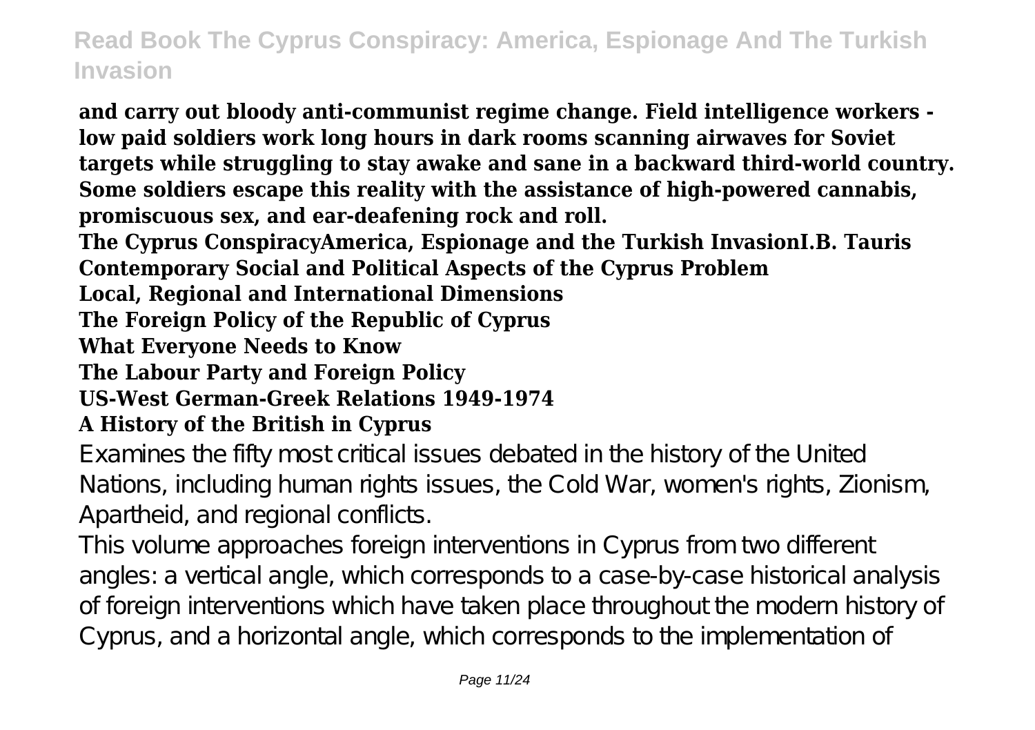**and carry out bloody anti-communist regime change. Field intelligence workers - low paid soldiers work long hours in dark rooms scanning airwaves for Soviet targets while struggling to stay awake and sane in a backward third-world country. Some soldiers escape this reality with the assistance of high-powered cannabis, promiscuous sex, and ear-deafening rock and roll.**

**The Cyprus ConspiracyAmerica, Espionage and the Turkish InvasionI.B. Tauris**

**Contemporary Social and Political Aspects of the Cyprus Problem**

**Local, Regional and International Dimensions**

**The Foreign Policy of the Republic of Cyprus**

**What Everyone Needs to Know**

**The Labour Party and Foreign Policy**

**US-West German-Greek Relations 1949-1974**

**A History of the British in Cyprus**

Examines the fifty most critical issues debated in the history of the United Nations, including human rights issues, the Cold War, women's rights, Zionism, Apartheid, and regional conflicts.

This volume approaches foreign interventions in Cyprus from two different angles: a vertical angle, which corresponds to a case-by-case historical analysis of foreign interventions which have taken place throughout the modern history of Cyprus, and a horizontal angle, which corresponds to the implementation of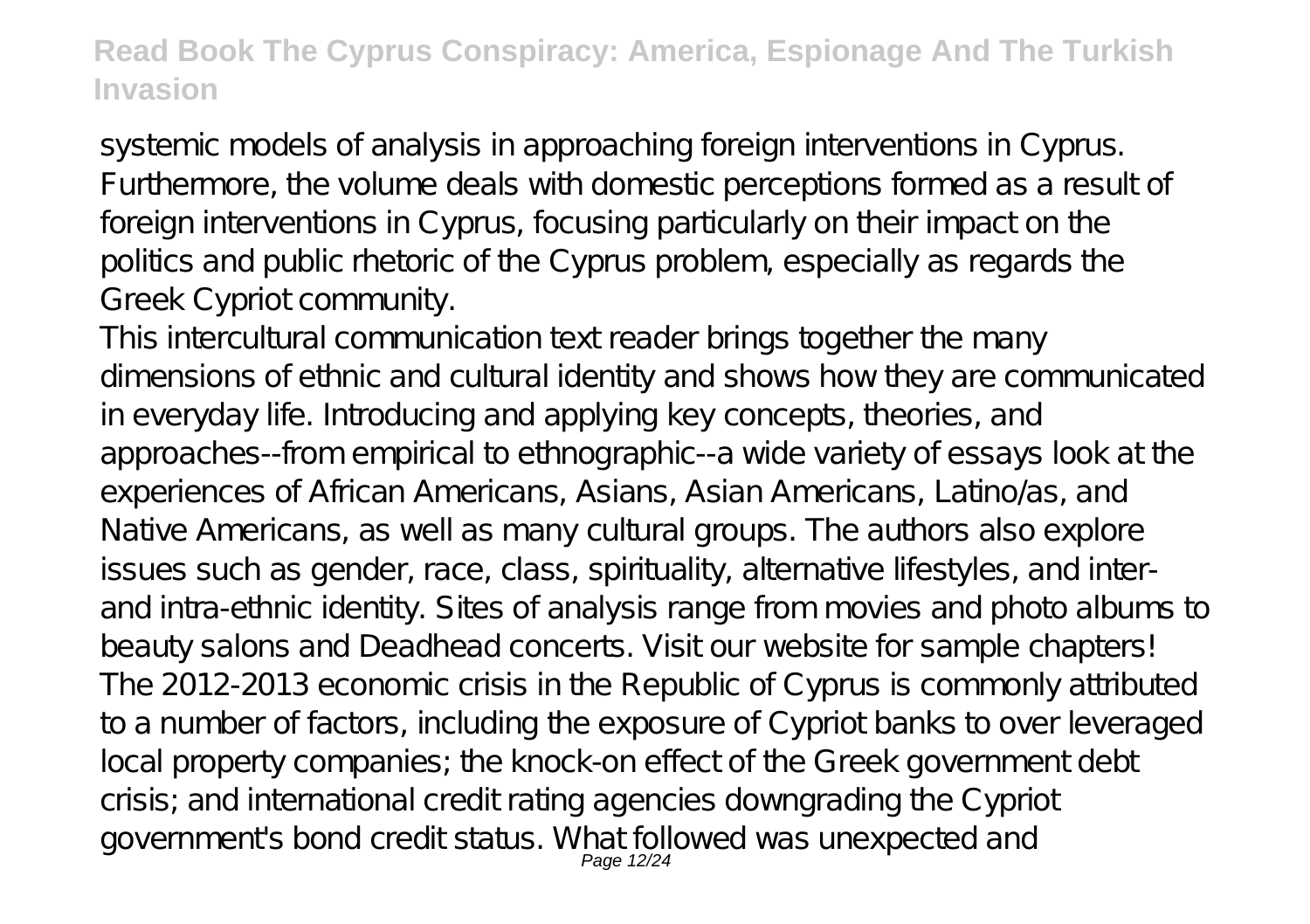systemic models of analysis in approaching foreign interventions in Cyprus. Furthermore, the volume deals with domestic perceptions formed as a result of foreign interventions in Cyprus, focusing particularly on their impact on the politics and public rhetoric of the Cyprus problem, especially as regards the Greek Cypriot community.

This intercultural communication text reader brings together the many dimensions of ethnic and cultural identity and shows how they are communicated in everyday life. Introducing and applying key concepts, theories, and approaches--from empirical to ethnographic--a wide variety of essays look at the experiences of African Americans, Asians, Asian Americans, Latino/as, and Native Americans, as well as many cultural groups. The authors also explore issues such as gender, race, class, spirituality, alternative lifestyles, and inter- and intra-ethnic identity. Sites of analysis range from movies and photo albums to beauty salons and Deadhead concerts. Visit our website for sample chapters!

The 2012-2013 economic crisis in the Republic of Cyprus is commonly attributed to a number of factors, including the exposure of Cypriot banks to over leveraged local property companies; the knock-on effect of the Greek government debt crisis; and international credit rating agencies downgrading the Cypriot government's bond credit status. What followed was unexpected and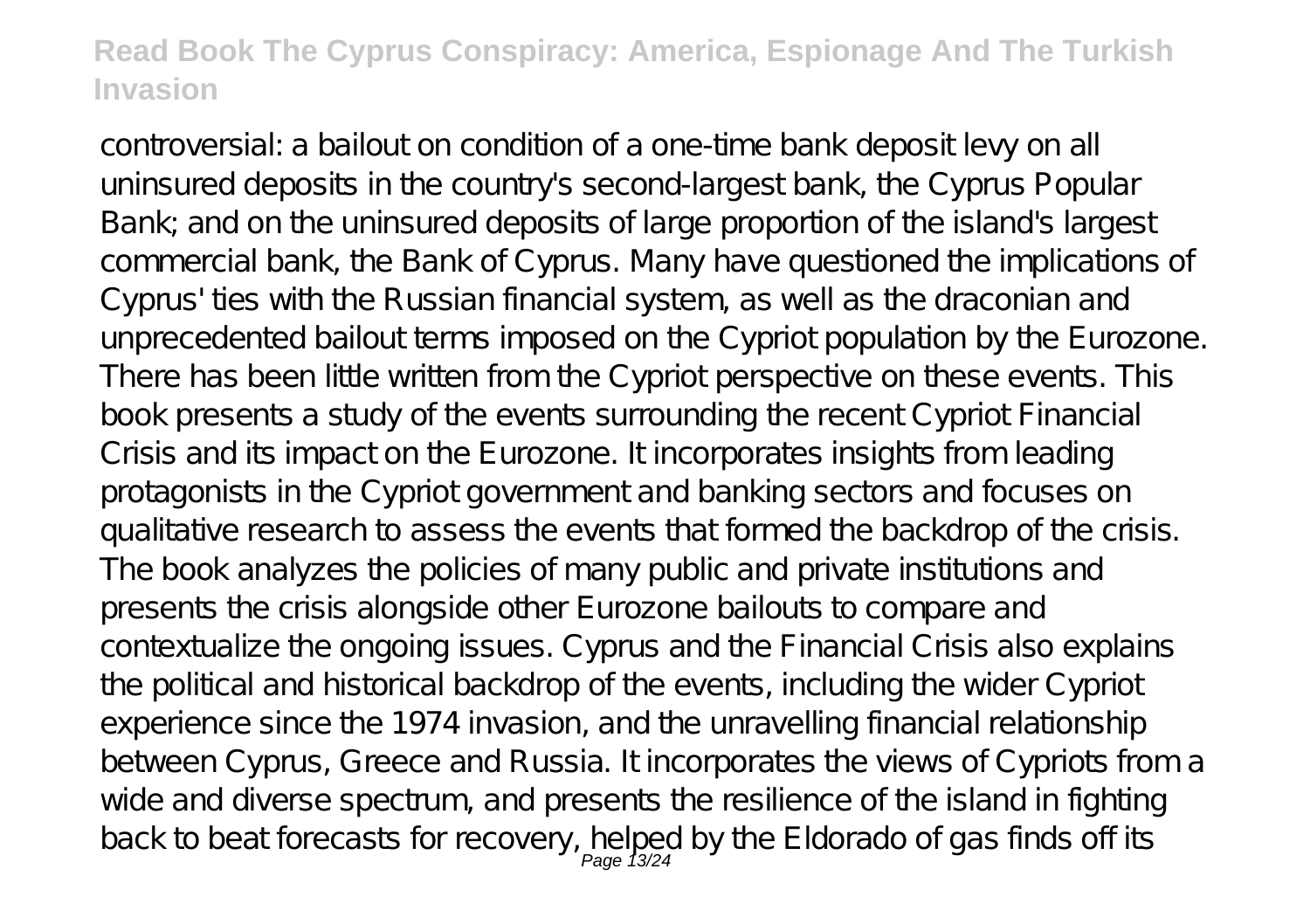controversial: a bailout on condition of a one-time bank deposit levy on all uninsured deposits in the country's second-largest bank, the Cyprus Popular Bank; and on the uninsured deposits of large proportion of the island's largest commercial bank, the Bank of Cyprus. Many have questioned the implications of Cyprus' ties with the Russian financial system, as well as the draconian and unprecedented bailout terms imposed on the Cypriot population by the Eurozone. There has been little written from the Cypriot perspective on these events. This book presents a study of the events surrounding the recent Cypriot Financial Crisis and its impact on the Eurozone. It incorporates insights from leading protagonists in the Cypriot government and banking sectors and focuses on qualitative research to assess the events that formed the backdrop of the crisis. The book analyzes the policies of many public and private institutions and presents the crisis alongside other Eurozone bailouts to compare and contextualize the ongoing issues. Cyprus and the Financial Crisis also explains the political and historical backdrop of the events, including the wider Cypriot experience since the 1974 invasion, and the unravelling financial relationship between Cyprus, Greece and Russia. It incorporates the views of Cypriots from a wide and diverse spectrum, and presents the resilience of the island in fighting back to beat forecasts for recovery, helped by the Eldorado of gas finds off its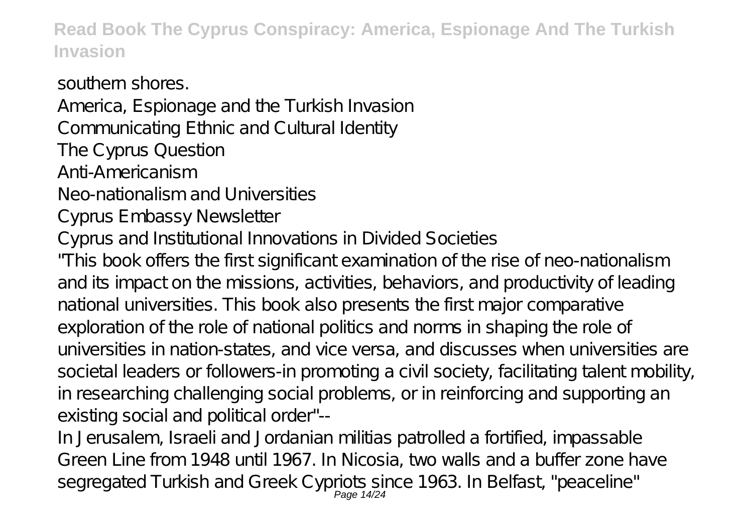southern shores.

America, Espionage and the Turkish Invasion

Communicating Ethnic and Cultural Identity

The Cyprus Question

Anti-Americanism

Neo-nationalism and Universities

Cyprus Embassy Newsletter

Cyprus and Institutional Innovations in Divided Societies

"This book offers the first significant examination of the rise of neo-nationalism and its impact on the missions, activities, behaviors, and productivity of leading national universities. This book also presents the first major comparative exploration of the role of national politics and norms in shaping the role of universities in nation-states, and vice versa, and discusses when universities are societal leaders or followers-in promoting a civil society, facilitating talent mobility, in researching challenging social problems, or in reinforcing and supporting an existing social and political order"--

In Jerusalem, Israeli and Jordanian militias patrolled a fortified, impassable Green Line from 1948 until 1967. In Nicosia, two walls and a buffer zone have segregated Turkish and Greek Cypriots since 1963. In Belfast, "peaceline"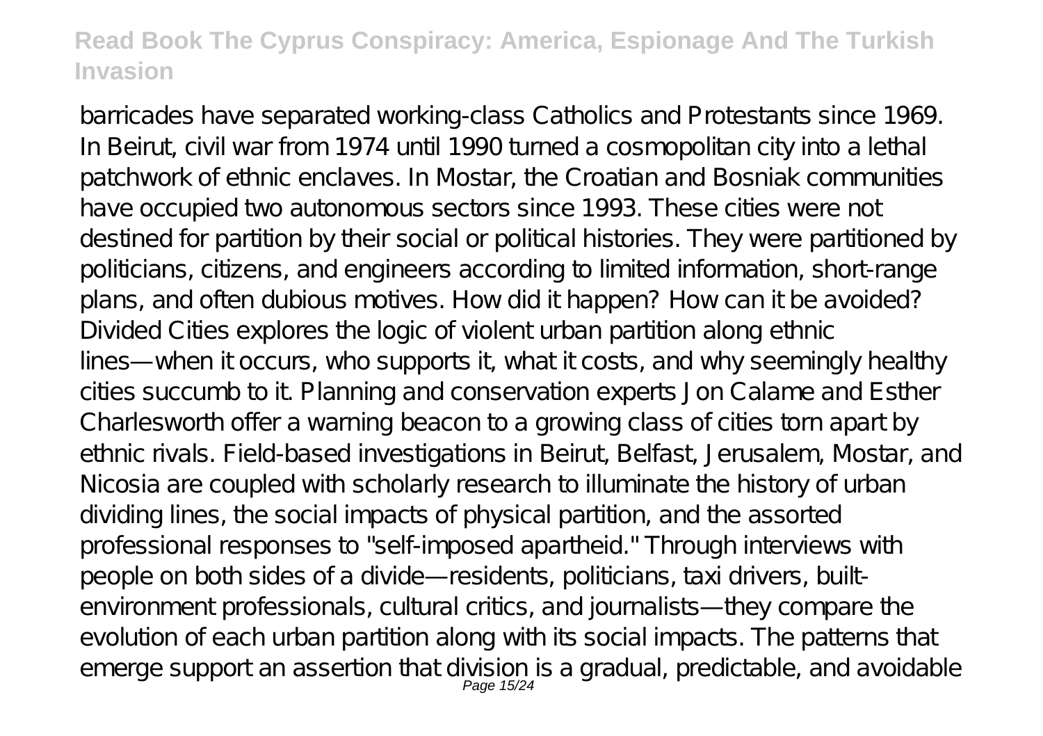barricades have separated working-class Catholics and Protestants since 1969. In Beirut, civil war from 1974 until 1990 turned a cosmopolitan city into a lethal patchwork of ethnic enclaves. In Mostar, the Croatian and Bosniak communities have occupied two autonomous sectors since 1993. These cities were not destined for partition by their social or political histories. They were partitioned by politicians, citizens, and engineers according to limited information, short-range plans, and often dubious motives. How did it happen? How can it be avoided? Divided Cities explores the logic of violent urban partition along ethnic lines—when it occurs, who supports it, what it costs, and why seemingly healthy cities succumb to it. Planning and conservation experts Jon Calame and Esther Charlesworth offer a warning beacon to a growing class of cities torn apart by ethnic rivals. Field-based investigations in Beirut, Belfast, Jerusalem, Mostar, and Nicosia are coupled with scholarly research to illuminate the history of urban dividing lines, the social impacts of physical partition, and the assorted professional responses to "self-imposed apartheid." Through interviews with people on both sides of a divide—residents, politicians, taxi drivers, built-environment professionals, cultural critics, and journalists—they compare the evolution of each urban partition along with its social impacts. The patterns that emerge support an assertion that division is a gradual, predictable, and avoidable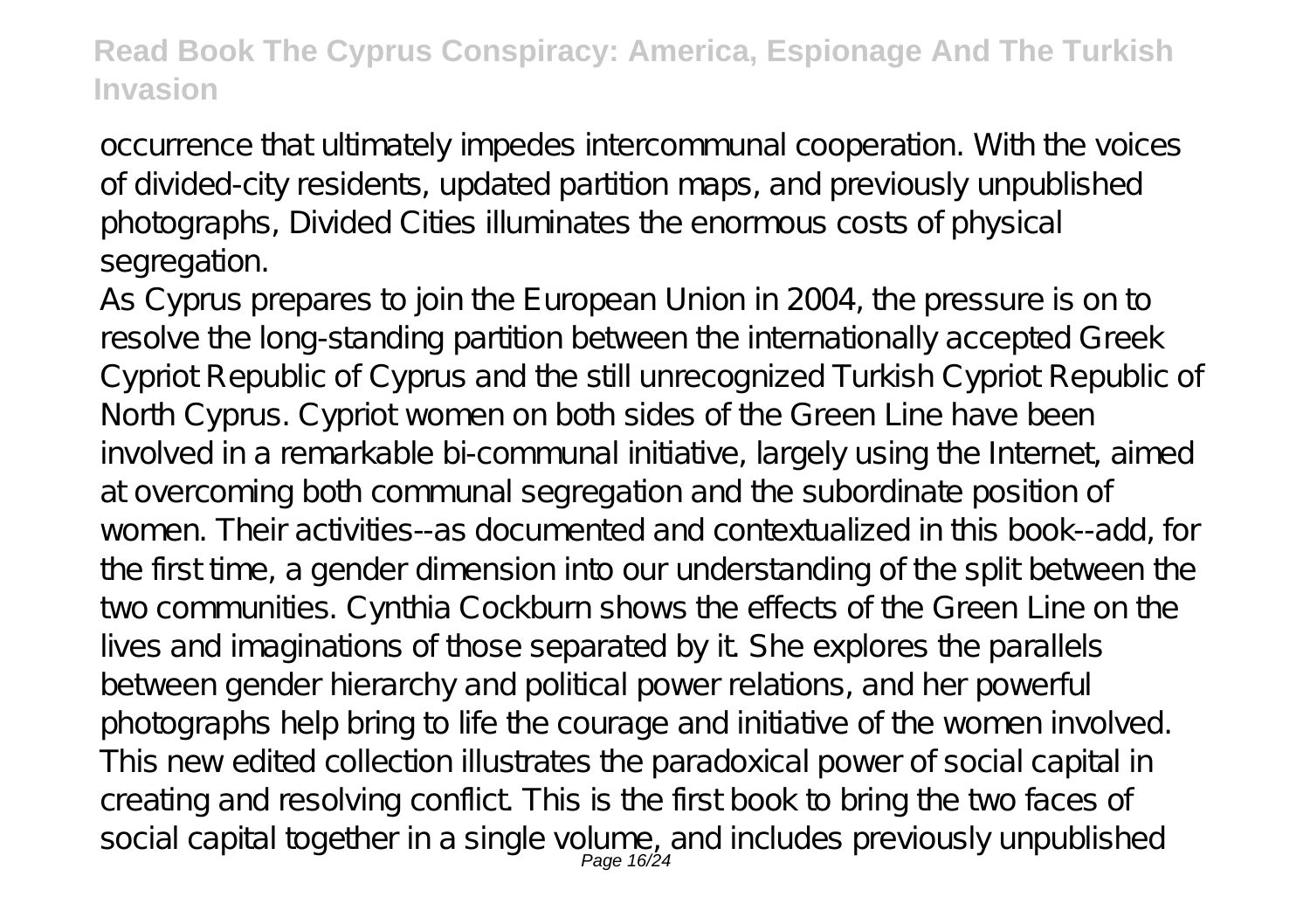occurrence that ultimately impedes intercommunal cooperation. With the voices of divided-city residents, updated partition maps, and previously unpublished photographs, Divided Cities illuminates the enormous costs of physical segregation.

As Cyprus prepares to join the European Union in 2004, the pressure is on to resolve the long-standing partition between the internationally accepted Greek Cypriot Republic of Cyprus and the still unrecognized Turkish Cypriot Republic of North Cyprus. Cypriot women on both sides of the Green Line have been involved in a remarkable bi-communal initiative, largely using the Internet, aimed at overcoming both communal segregation and the subordinate position of women. Their activities--as documented and contextualized in this book--add, for the first time, a gender dimension into our understanding of the split between the two communities. Cynthia Cockburn shows the effects of the Green Line on the lives and imaginations of those separated by it. She explores the parallels between gender hierarchy and political power relations, and her powerful photographs help bring to life the courage and initiative of the women involved.

This new edited collection illustrates the paradoxical power of social capital in creating and resolving conflict. This is the first book to bring the two faces of social capital together in a single volume, and includes previously unpublished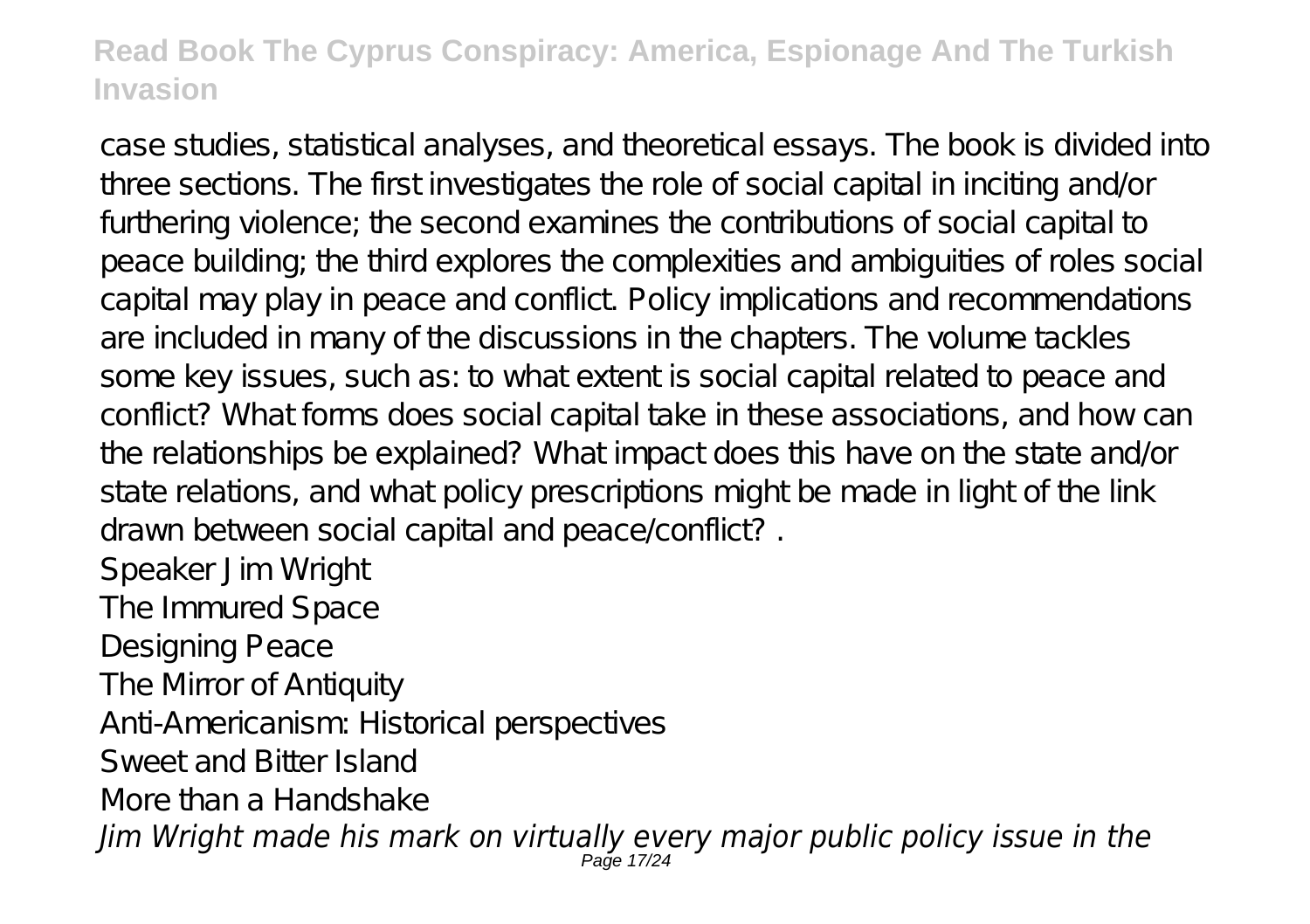case studies, statistical analyses, and theoretical essays. The book is divided into three sections. The first investigates the role of social capital in inciting and/or furthering violence; the second examines the contributions of social capital to peace building; the third explores the complexities and ambiguities of roles social capital may play in peace and conflict. Policy implications and recommendations are included in many of the discussions in the chapters. The volume tackles some key issues, such as: to what extent is social capital related to peace and conflict? What forms does social capital take in these associations, and how can the relationships be explained? What impact does this have on the state and/or state relations, and what policy prescriptions might be made in light of the link drawn between social capital and peace/conflict? .

Speaker Jim Wright

The Immured Space

Designing Peace

The Mirror of Antiquity

Anti-Americanism: Historical perspectives

Sweet and Bitter Island

More than a Handshake

*Jim Wright made his mark on virtually every major public policy issue in the*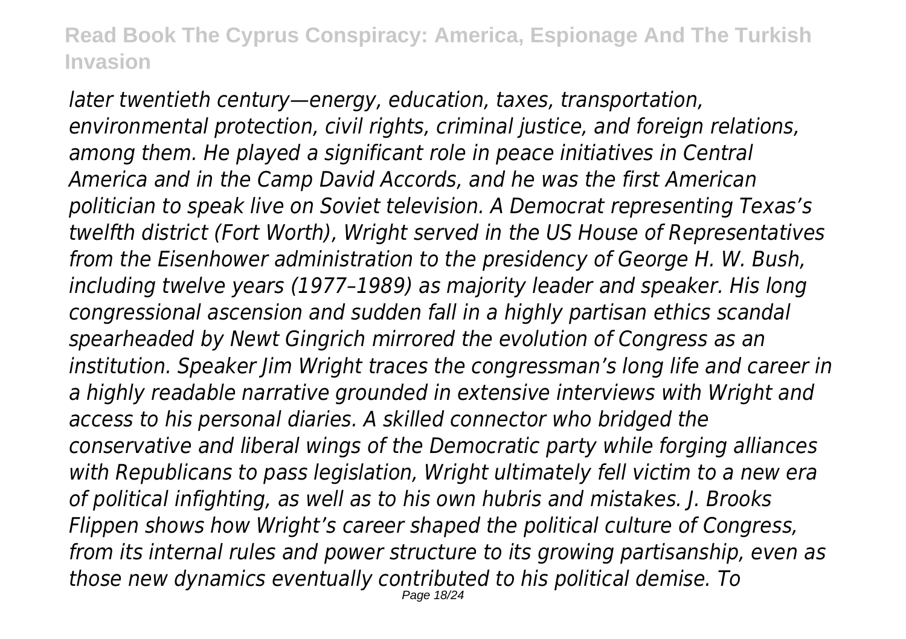*later twentieth century—energy, education, taxes, transportation, environmental protection, civil rights, criminal justice, and foreign relations, among them. He played a significant role in peace initiatives in Central America and in the Camp David Accords, and he was the first American politician to speak live on Soviet television. A Democrat representing Texas's twelfth district (Fort Worth), Wright served in the US House of Representatives from the Eisenhower administration to the presidency of George H. W. Bush, including twelve years (1977–1989) as majority leader and speaker. His long congressional ascension and sudden fall in a highly partisan ethics scandal spearheaded by Newt Gingrich mirrored the evolution of Congress as an institution. Speaker Jim Wright traces the congressman's long life and career in a highly readable narrative grounded in extensive interviews with Wright and access to his personal diaries. A skilled connector who bridged the conservative and liberal wings of the Democratic party while forging alliances with Republicans to pass legislation, Wright ultimately fell victim to a new era of political infighting, as well as to his own hubris and mistakes. J. Brooks Flippen shows how Wright's career shaped the political culture of Congress, from its internal rules and power structure to its growing partisanship, even as those new dynamics eventually contributed to his political demise. To*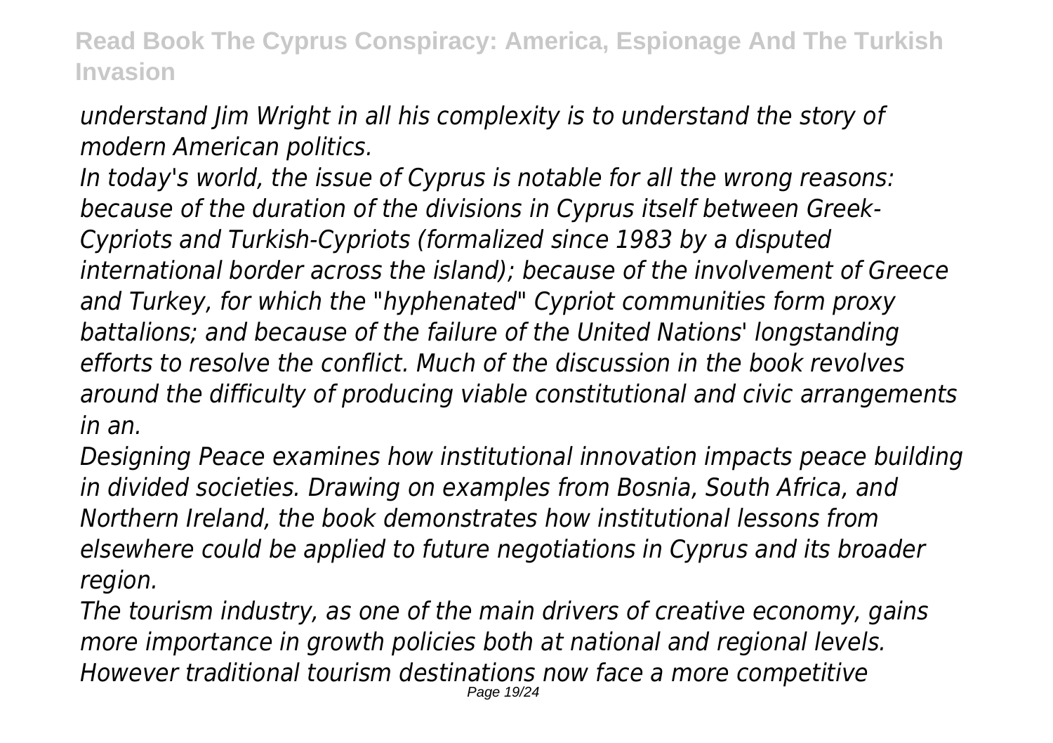*understand Jim Wright in all his complexity is to understand the story of modern American politics.*

*In today's world, the issue of Cyprus is notable for all the wrong reasons: because of the duration of the divisions in Cyprus itself between Greek-Cypriots and Turkish-Cypriots (formalized since 1983 by a disputed international border across the island); because of the involvement of Greece and Turkey, for which the "hyphenated" Cypriot communities form proxy battalions; and because of the failure of the United Nations' longstanding efforts to resolve the conflict. Much of the discussion in the book revolves around the difficulty of producing viable constitutional and civic arrangements in an.*

*Designing Peace examines how institutional innovation impacts peace building in divided societies. Drawing on examples from Bosnia, South Africa, and Northern Ireland, the book demonstrates how institutional lessons from elsewhere could be applied to future negotiations in Cyprus and its broader region.*

*The tourism industry, as one of the main drivers of creative economy, gains more importance in growth policies both at national and regional levels. However traditional tourism destinations now face a more competitive*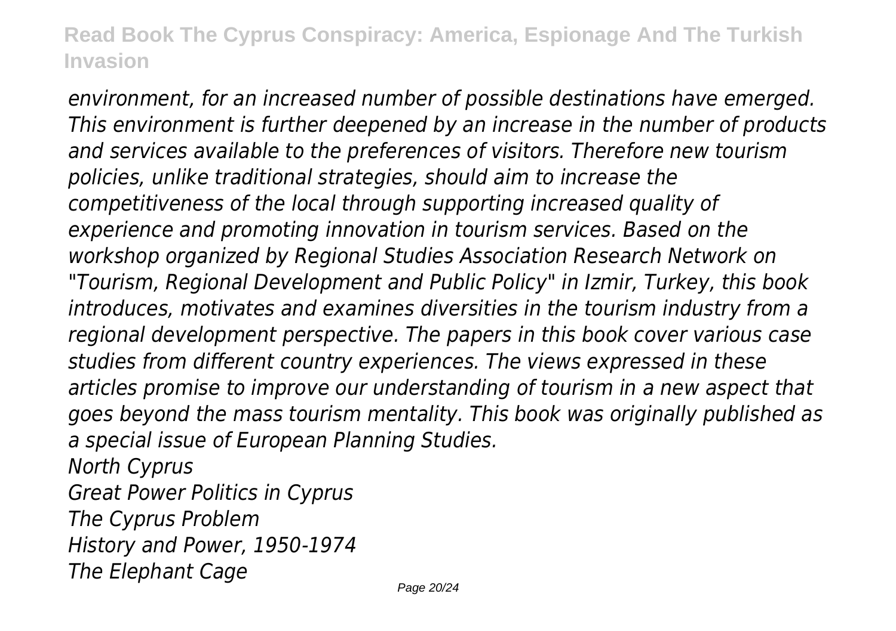*environment, for an increased number of possible destinations have emerged. This environment is further deepened by an increase in the number of products and services available to the preferences of visitors. Therefore new tourism policies, unlike traditional strategies, should aim to increase the competitiveness of the local through supporting increased quality of experience and promoting innovation in tourism services. Based on the workshop organized by Regional Studies Association Research Network on "Tourism, Regional Development and Public Policy" in Izmir, Turkey, this book introduces, motivates and examines diversities in the tourism industry from a regional development perspective. The papers in this book cover various case studies from different country experiences. The views expressed in these articles promise to improve our understanding of tourism in a new aspect that goes beyond the mass tourism mentality. This book was originally published as a special issue of European Planning Studies.*

*North Cyprus*

*Great Power Politics in Cyprus*

*The Cyprus Problem*

*History and Power, 1950-1974*

*The Elephant Cage*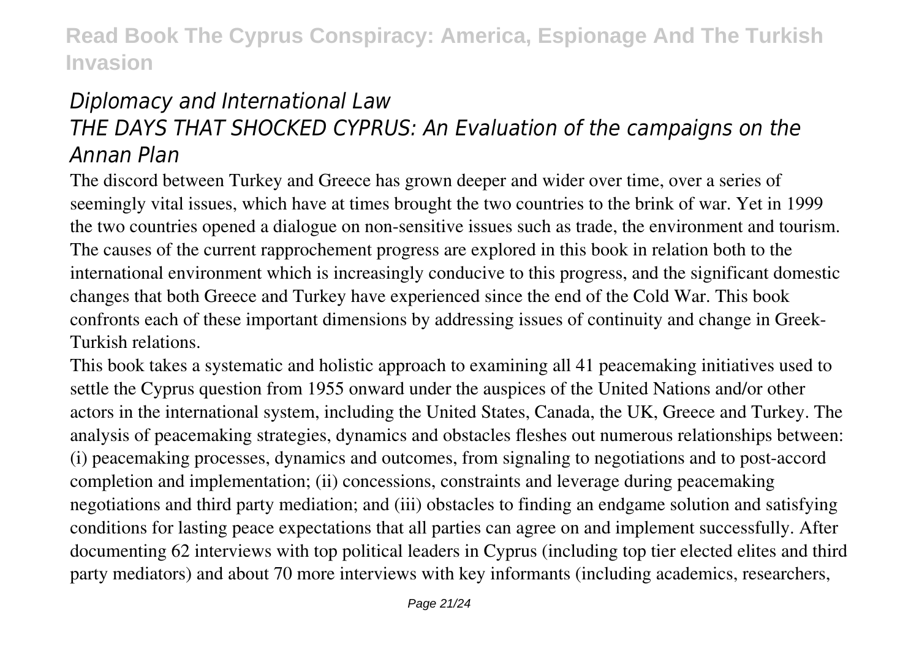*Diplomacy and International Law*
*THE DAYS THAT SHOCKED CYPRUS: An Evaluation of the campaigns on the Annan Plan*

The discord between Turkey and Greece has grown deeper and wider over time, over a series of seemingly vital issues, which have at times brought the two countries to the brink of war. Yet in 1999 the two countries opened a dialogue on non-sensitive issues such as trade, the environment and tourism. The causes of the current rapprochement progress are explored in this book in relation both to the international environment which is increasingly conducive to this progress, and the significant domestic changes that both Greece and Turkey have experienced since the end of the Cold War. This book confronts each of these important dimensions by addressing issues of continuity and change in Greek-Turkish relations.

This book takes a systematic and holistic approach to examining all 41 peacemaking initiatives used to settle the Cyprus question from 1955 onward under the auspices of the United Nations and/or other actors in the international system, including the United States, Canada, the UK, Greece and Turkey. The analysis of peacemaking strategies, dynamics and obstacles fleshes out numerous relationships between: (i) peacemaking processes, dynamics and outcomes, from signaling to negotiations and to post-accord completion and implementation; (ii) concessions, constraints and leverage during peacemaking negotiations and third party mediation; and (iii) obstacles to finding an endgame solution and satisfying conditions for lasting peace expectations that all parties can agree on and implement successfully. After documenting 62 interviews with top political leaders in Cyprus (including top tier elected elites and third party mediators) and about 70 more interviews with key informants (including academics, researchers,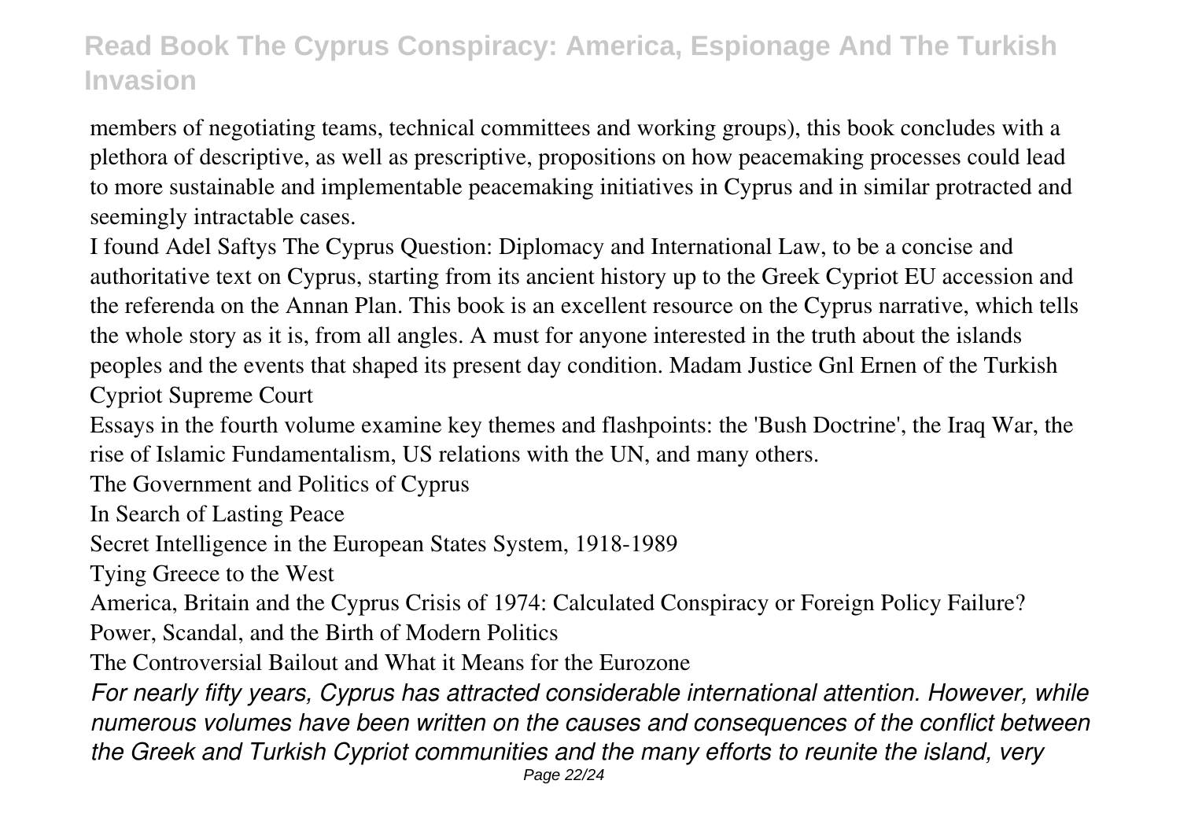members of negotiating teams, technical committees and working groups), this book concludes with a plethora of descriptive, as well as prescriptive, propositions on how peacemaking processes could lead to more sustainable and implementable peacemaking initiatives in Cyprus and in similar protracted and seemingly intractable cases.

I found Adel Saftys The Cyprus Question: Diplomacy and International Law, to be a concise and authoritative text on Cyprus, starting from its ancient history up to the Greek Cypriot EU accession and the referenda on the Annan Plan. This book is an excellent resource on the Cyprus narrative, which tells the whole story as it is, from all angles. A must for anyone interested in the truth about the islands peoples and the events that shaped its present day condition. Madam Justice Gnl Ernen of the Turkish Cypriot Supreme Court

Essays in the fourth volume examine key themes and flashpoints: the 'Bush Doctrine', the Iraq War, the rise of Islamic Fundamentalism, US relations with the UN, and many others.

The Government and Politics of Cyprus

In Search of Lasting Peace

Secret Intelligence in the European States System, 1918-1989

Tying Greece to the West

America, Britain and the Cyprus Crisis of 1974: Calculated Conspiracy or Foreign Policy Failure?

Power, Scandal, and the Birth of Modern Politics

The Controversial Bailout and What it Means for the Eurozone

*For nearly fifty years, Cyprus has attracted considerable international attention. However, while numerous volumes have been written on the causes and consequences of the conflict between the Greek and Turkish Cypriot communities and the many efforts to reunite the island, very*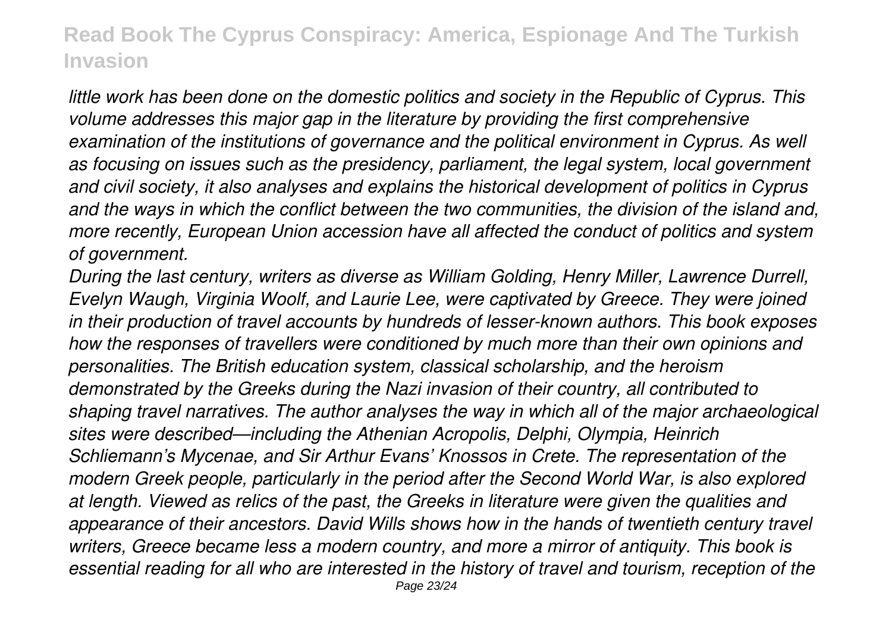*little work has been done on the domestic politics and society in the Republic of Cyprus. This volume addresses this major gap in the literature by providing the first comprehensive examination of the institutions of governance and the political environment in Cyprus. As well as focusing on issues such as the presidency, parliament, the legal system, local government and civil society, it also analyses and explains the historical development of politics in Cyprus and the ways in which the conflict between the two communities, the division of the island and, more recently, European Union accession have all affected the conduct of politics and system of government.*

*During the last century, writers as diverse as William Golding, Henry Miller, Lawrence Durrell, Evelyn Waugh, Virginia Woolf, and Laurie Lee, were captivated by Greece. They were joined in their production of travel accounts by hundreds of lesser-known authors. This book exposes how the responses of travellers were conditioned by much more than their own opinions and personalities. The British education system, classical scholarship, and the heroism demonstrated by the Greeks during the Nazi invasion of their country, all contributed to shaping travel narratives. The author analyses the way in which all of the major archaeological sites were described—including the Athenian Acropolis, Delphi, Olympia, Heinrich Schliemann's Mycenae, and Sir Arthur Evans' Knossos in Crete. The representation of the modern Greek people, particularly in the period after the Second World War, is also explored at length. Viewed as relics of the past, the Greeks in literature were given the qualities and appearance of their ancestors. David Wills shows how in the hands of twentieth century travel writers, Greece became less a modern country, and more a mirror of antiquity. This book is essential reading for all who are interested in the history of travel and tourism, reception of the*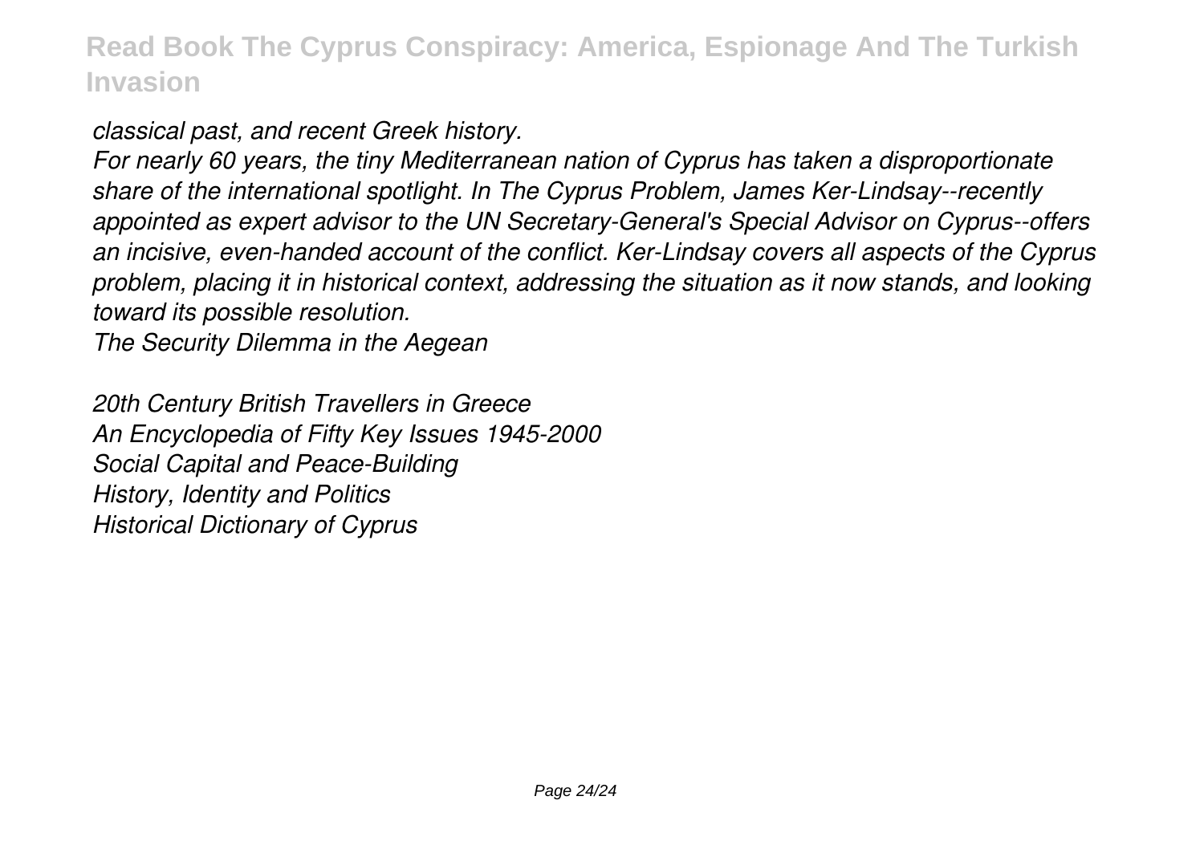*classical past, and recent Greek history.*

*For nearly 60 years, the tiny Mediterranean nation of Cyprus has taken a disproportionate share of the international spotlight. In The Cyprus Problem, James Ker-Lindsay--recently appointed as expert advisor to the UN Secretary-General's Special Advisor on Cyprus--offers an incisive, even-handed account of the conflict. Ker-Lindsay covers all aspects of the Cyprus problem, placing it in historical context, addressing the situation as it now stands, and looking toward its possible resolution.*

*The Security Dilemma in the Aegean*

*20th Century British Travellers in Greece*
*An Encyclopedia of Fifty Key Issues 1945-2000*
*Social Capital and Peace-Building*
*History, Identity and Politics*
*Historical Dictionary of Cyprus*